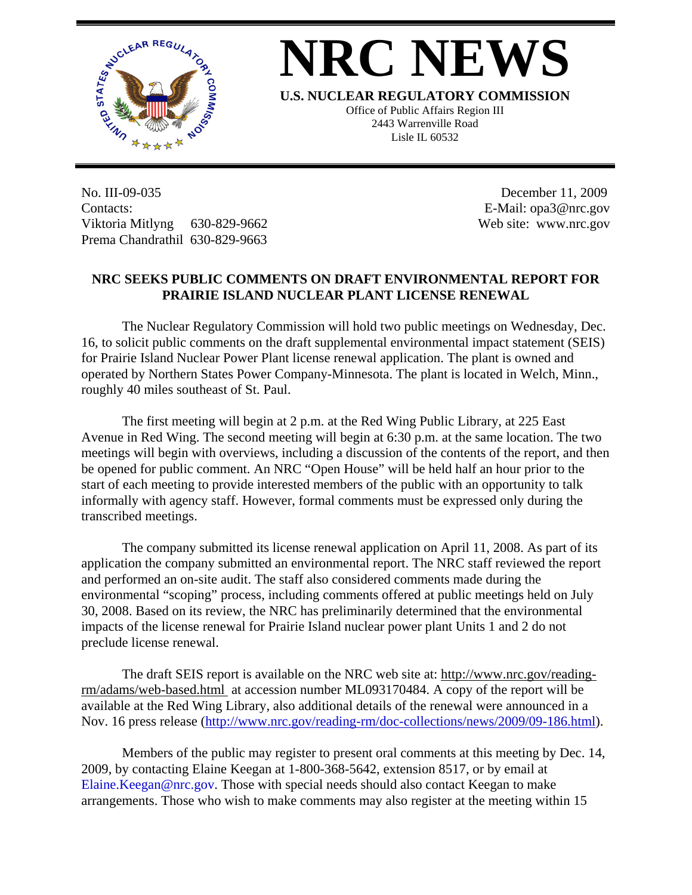# NRC NEWS

**U.S. NUCLEAR REGULATORY COMMISSION**
Office of Public Affairs Region III
2443 Warrenville Road
Lisle IL 60532

No. III-09-035
Contacts:
Viktoria Mitlyng 630-829-9662
Prema Chandrathil 630-829-9663

December 11, 2009
E-Mail: opa3@nrc.gov
Web site: www.nrc.gov

## NRC SEEKS PUBLIC COMMENTS ON DRAFT ENVIRONMENTAL REPORT FOR PRAIRIE ISLAND NUCLEAR PLANT LICENSE RENEWAL

The Nuclear Regulatory Commission will hold two public meetings on Wednesday, Dec. 16, to solicit public comments on the draft supplemental environmental impact statement (SEIS) for Prairie Island Nuclear Power Plant license renewal application. The plant is owned and operated by Northern States Power Company-Minnesota. The plant is located in Welch, Minn., roughly 40 miles southeast of St. Paul.

The first meeting will begin at 2 p.m. at the Red Wing Public Library, at 225 East Avenue in Red Wing. The second meeting will begin at 6:30 p.m. at the same location. The two meetings will begin with overviews, including a discussion of the contents of the report, and then be opened for public comment. An NRC "Open House" will be held half an hour prior to the start of each meeting to provide interested members of the public with an opportunity to talk informally with agency staff. However, formal comments must be expressed only during the transcribed meetings.

The company submitted its license renewal application on April 11, 2008. As part of its application the company submitted an environmental report. The NRC staff reviewed the report and performed an on-site audit. The staff also considered comments made during the environmental "scoping" process, including comments offered at public meetings held on July 30, 2008. Based on its review, the NRC has preliminarily determined that the environmental impacts of the license renewal for Prairie Island nuclear power plant Units 1 and 2 do not preclude license renewal.

The draft SEIS report is available on the NRC web site at: http://www.nrc.gov/reading-rm/adams/web-based.html at accession number ML093170484. A copy of the report will be available at the Red Wing Library, also additional details of the renewal were announced in a Nov. 16 press release (http://www.nrc.gov/reading-rm/doc-collections/news/2009/09-186.html).

Members of the public may register to present oral comments at this meeting by Dec. 14, 2009, by contacting Elaine Keegan at 1-800-368-5642, extension 8517, or by email at Elaine.Keegan@nrc.gov. Those with special needs should also contact Keegan to make arrangements. Those who wish to make comments may also register at the meeting within 15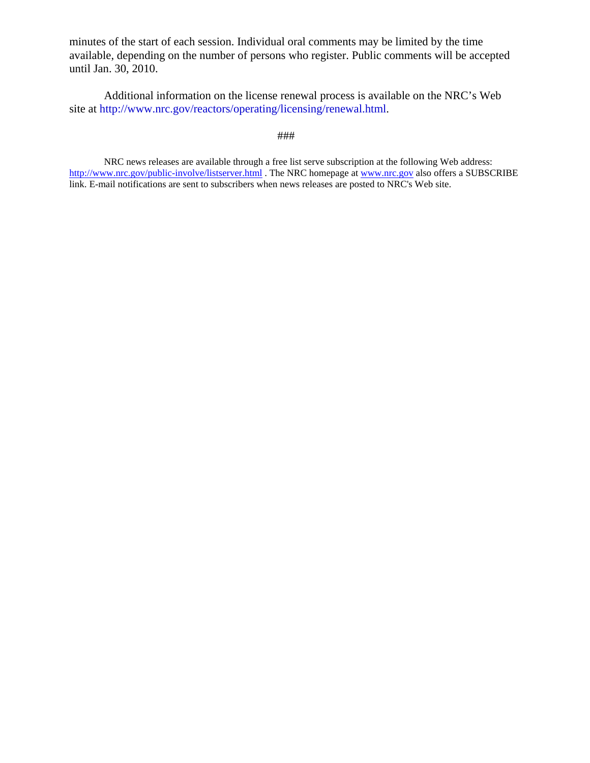minutes of the start of each session. Individual oral comments may be limited by the time available, depending on the number of persons who register. Public comments will be accepted until Jan. 30, 2010.

Additional information on the license renewal process is available on the NRC's Web site at http://www.nrc.gov/reactors/operating/licensing/renewal.html.

###

NRC news releases are available through a free list serve subscription at the following Web address: http://www.nrc.gov/public-involve/listserver.html . The NRC homepage at www.nrc.gov also offers a SUBSCRIBE link. E-mail notifications are sent to subscribers when news releases are posted to NRC's Web site.